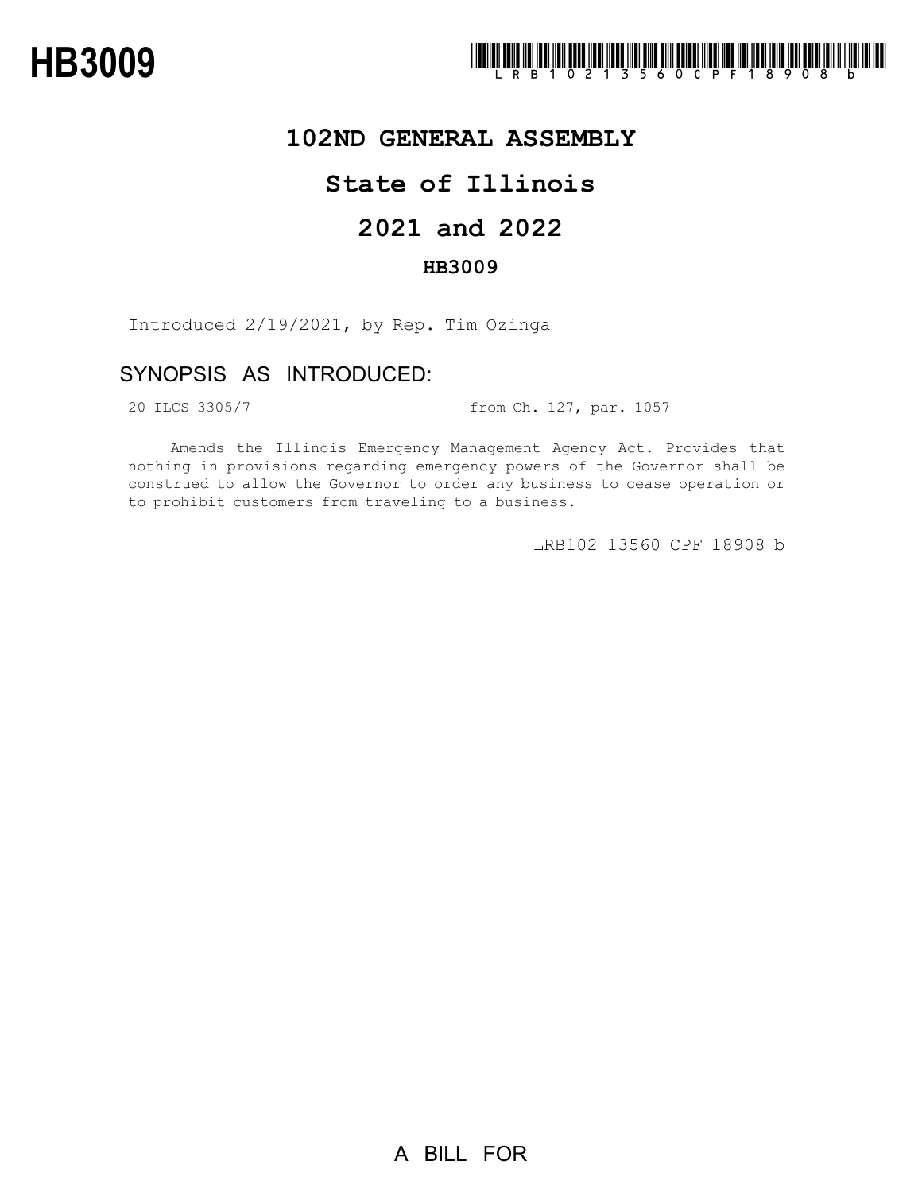# HB3009

LRB102 13560 CPF 18908 b

## 102ND GENERAL ASSEMBLY

## State of Illinois

## 2021 and 2022

### HB3009

Introduced 2/19/2021, by Rep. Tim Ozinga

### SYNOPSIS AS INTRODUCED:

20 ILCS 3305/7 from Ch. 127, par. 1057

Amends the Illinois Emergency Management Agency Act. Provides that nothing in provisions regarding emergency powers of the Governor shall be construed to allow the Governor to order any business to cease operation or to prohibit customers from traveling to a business.

LRB102 13560 CPF 18908 b

A BILL FOR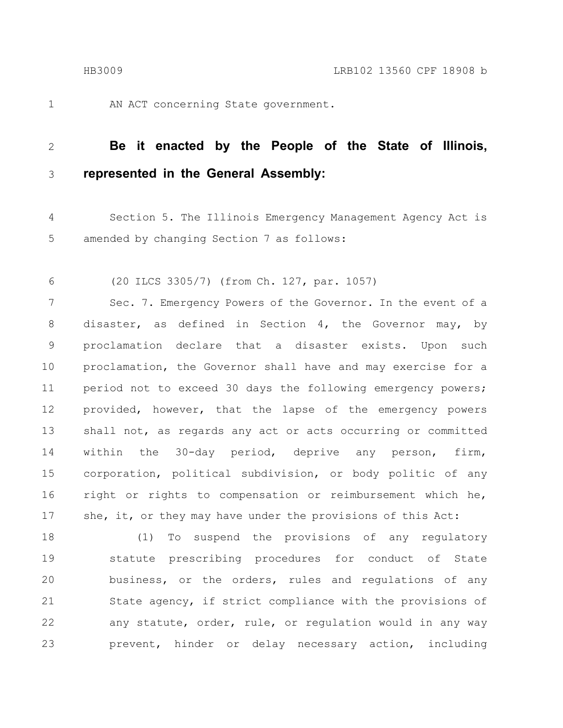AN ACT concerning State government.

**Be it enacted by the People of the State of Illinois, represented in the General Assembly:**

Section 5. The Illinois Emergency Management Agency Act is amended by changing Section 7 as follows:

(20 ILCS 3305/7) (from Ch. 127, par. 1057)

Sec. 7. Emergency Powers of the Governor. In the event of a disaster, as defined in Section 4, the Governor may, by proclamation declare that a disaster exists. Upon such proclamation, the Governor shall have and may exercise for a period not to exceed 30 days the following emergency powers; provided, however, that the lapse of the emergency powers shall not, as regards any act or acts occurring or committed within the 30-day period, deprive any person, firm, corporation, political subdivision, or body politic of any right or rights to compensation or reimbursement which he, she, it, or they may have under the provisions of this Act:

(1) To suspend the provisions of any regulatory statute prescribing procedures for conduct of State business, or the orders, rules and regulations of any State agency, if strict compliance with the provisions of any statute, order, rule, or regulation would in any way prevent, hinder or delay necessary action, including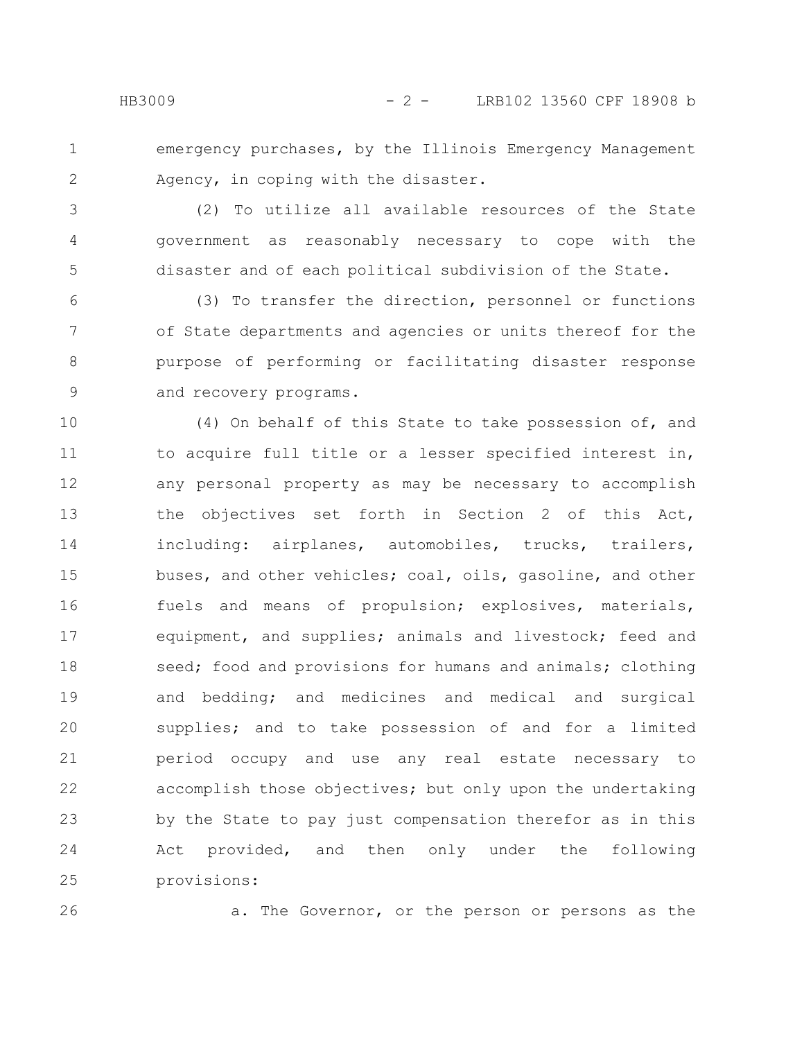emergency purchases, by the Illinois Emergency Management Agency, in coping with the disaster.

(2) To utilize all available resources of the State government as reasonably necessary to cope with the disaster and of each political subdivision of the State.

(3) To transfer the direction, personnel or functions of State departments and agencies or units thereof for the purpose of performing or facilitating disaster response and recovery programs.

(4) On behalf of this State to take possession of, and to acquire full title or a lesser specified interest in, any personal property as may be necessary to accomplish the objectives set forth in Section 2 of this Act, including: airplanes, automobiles, trucks, trailers, buses, and other vehicles; coal, oils, gasoline, and other fuels and means of propulsion; explosives, materials, equipment, and supplies; animals and livestock; feed and seed; food and provisions for humans and animals; clothing and bedding; and medicines and medical and surgical supplies; and to take possession of and for a limited period occupy and use any real estate necessary to accomplish those objectives; but only upon the undertaking by the State to pay just compensation therefor as in this Act provided, and then only under the following provisions:

a. The Governor, or the person or persons as the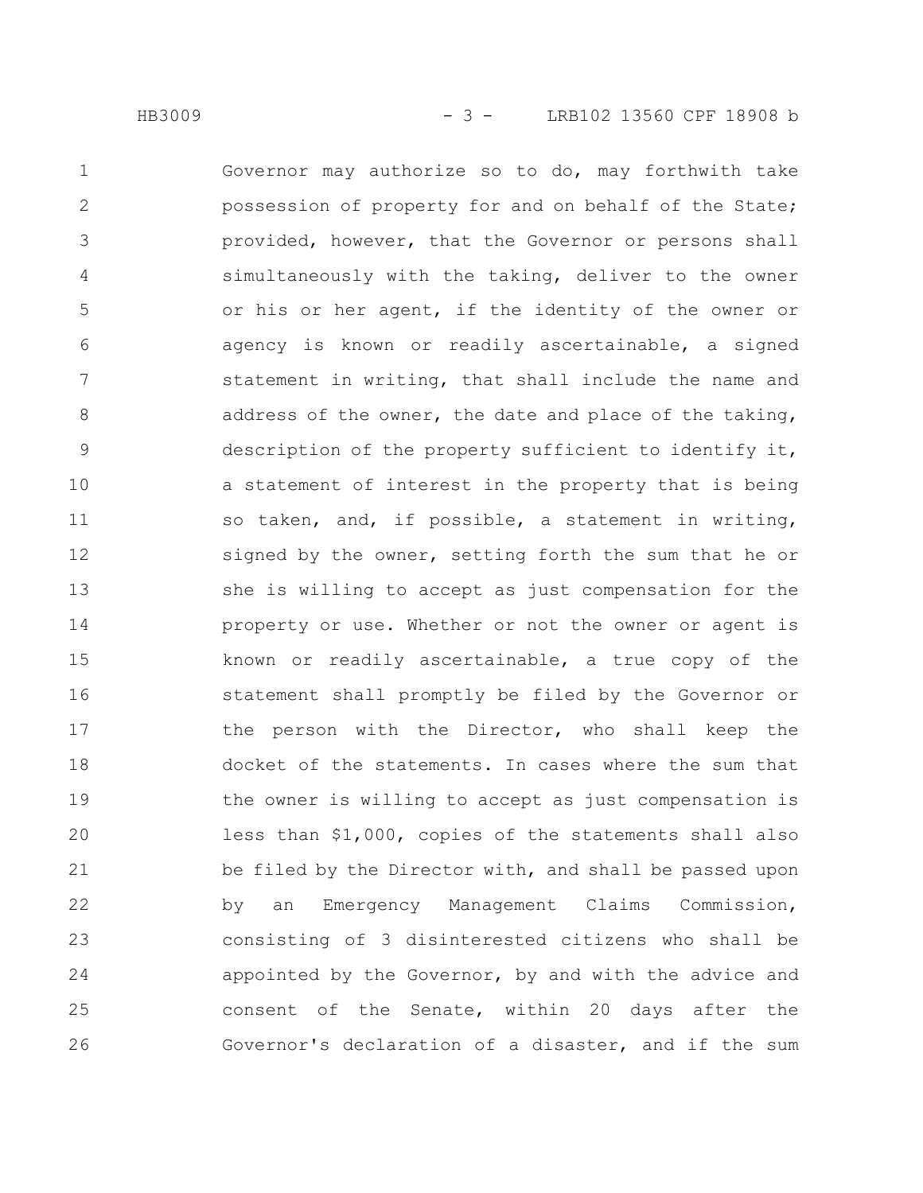Governor may authorize so to do, may forthwith take possession of property for and on behalf of the State; provided, however, that the Governor or persons shall simultaneously with the taking, deliver to the owner or his or her agent, if the identity of the owner or agency is known or readily ascertainable, a signed statement in writing, that shall include the name and address of the owner, the date and place of the taking, description of the property sufficient to identify it, a statement of interest in the property that is being so taken, and, if possible, a statement in writing, signed by the owner, setting forth the sum that he or she is willing to accept as just compensation for the property or use. Whether or not the owner or agent is known or readily ascertainable, a true copy of the statement shall promptly be filed by the Governor or the person with the Director, who shall keep the docket of the statements. In cases where the sum that the owner is willing to accept as just compensation is less than $1,000, copies of the statements shall also be filed by the Director with, and shall be passed upon by an Emergency Management Claims Commission, consisting of 3 disinterested citizens who shall be appointed by the Governor, by and with the advice and consent of the Senate, within 20 days after the Governor's declaration of a disaster, and if the sum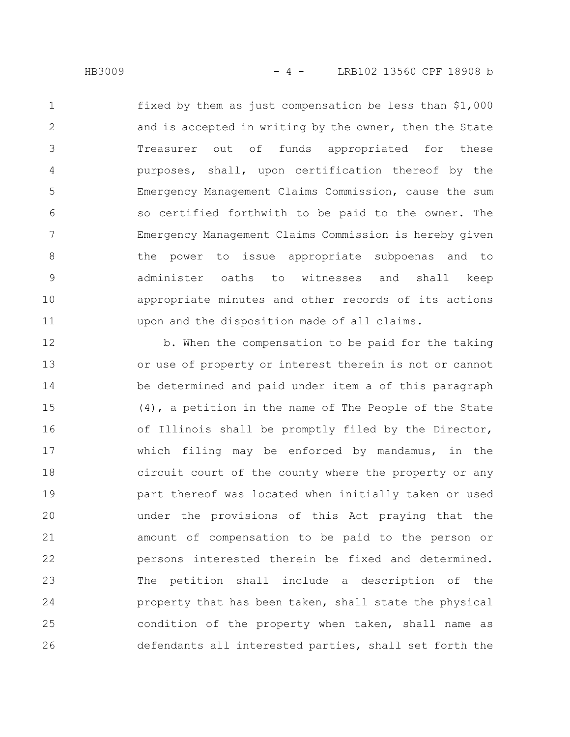fixed by them as just compensation be less than $1,000 and is accepted in writing by the owner, then the State Treasurer out of funds appropriated for these purposes, shall, upon certification thereof by the Emergency Management Claims Commission, cause the sum so certified forthwith to be paid to the owner. The Emergency Management Claims Commission is hereby given the power to issue appropriate subpoenas and to administer oaths to witnesses and shall keep appropriate minutes and other records of its actions upon and the disposition made of all claims.

b. When the compensation to be paid for the taking or use of property or interest therein is not or cannot be determined and paid under item a of this paragraph (4), a petition in the name of The People of the State of Illinois shall be promptly filed by the Director, which filing may be enforced by mandamus, in the circuit court of the county where the property or any part thereof was located when initially taken or used under the provisions of this Act praying that the amount of compensation to be paid to the person or persons interested therein be fixed and determined. The petition shall include a description of the property that has been taken, shall state the physical condition of the property when taken, shall name as defendants all interested parties, shall set forth the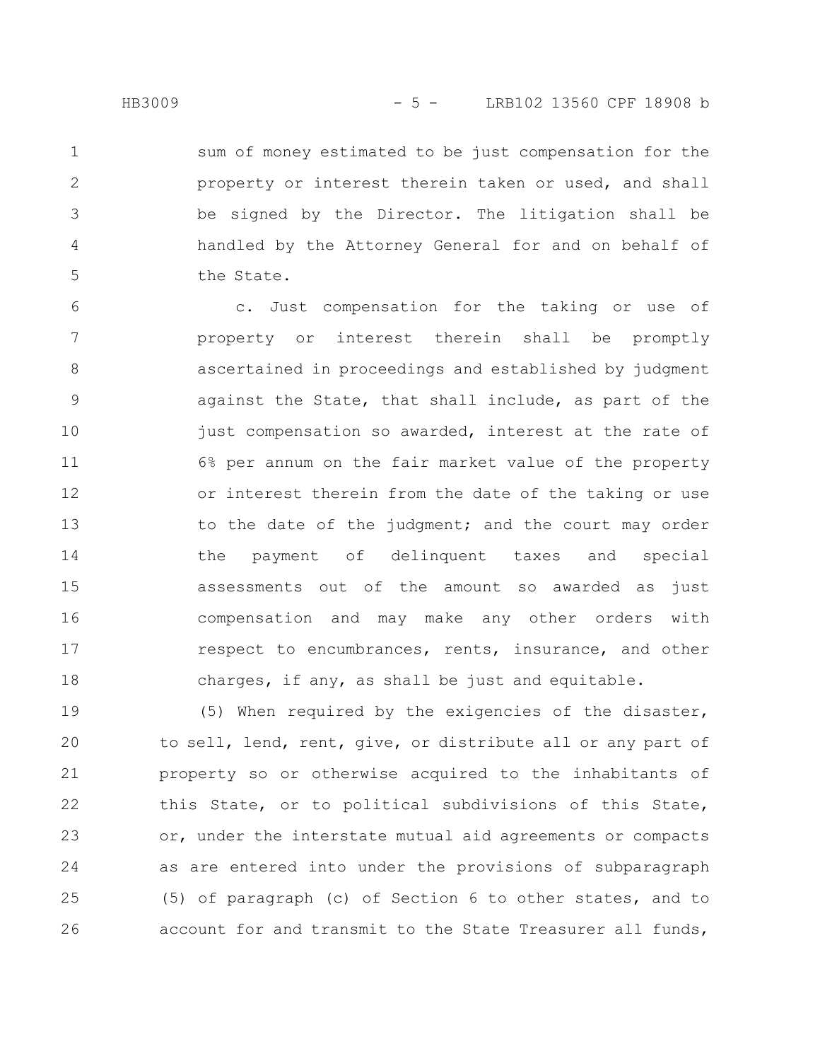sum of money estimated to be just compensation for the property or interest therein taken or used, and shall be signed by the Director. The litigation shall be handled by the Attorney General for and on behalf of the State.

c. Just compensation for the taking or use of property or interest therein shall be promptly ascertained in proceedings and established by judgment against the State, that shall include, as part of the just compensation so awarded, interest at the rate of 6% per annum on the fair market value of the property or interest therein from the date of the taking or use to the date of the judgment; and the court may order the payment of delinquent taxes and special assessments out of the amount so awarded as just compensation and may make any other orders with respect to encumbrances, rents, insurance, and other charges, if any, as shall be just and equitable.

(5) When required by the exigencies of the disaster, to sell, lend, rent, give, or distribute all or any part of property so or otherwise acquired to the inhabitants of this State, or to political subdivisions of this State, or, under the interstate mutual aid agreements or compacts as are entered into under the provisions of subparagraph (5) of paragraph (c) of Section 6 to other states, and to account for and transmit to the State Treasurer all funds,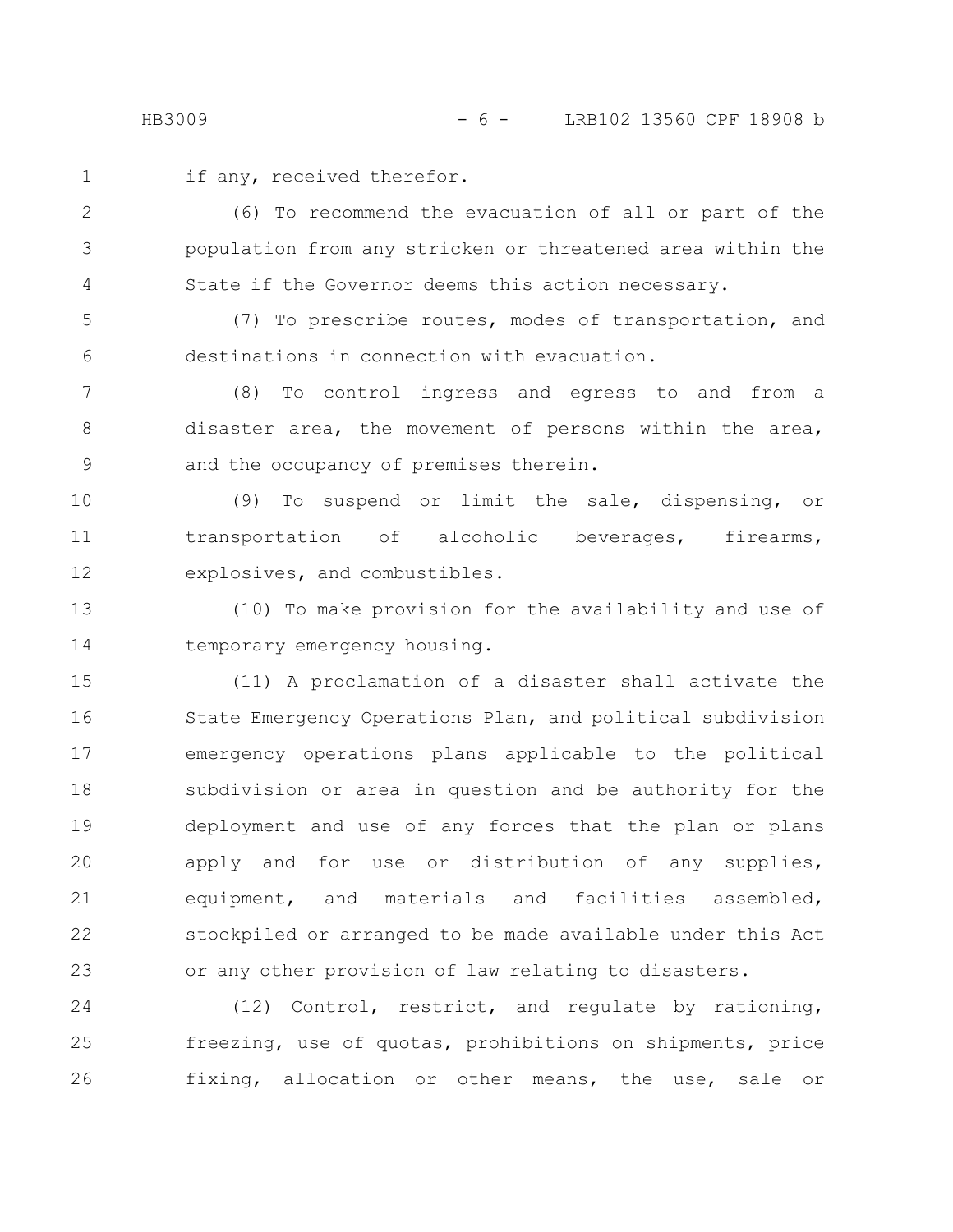if any, received therefor.

(6) To recommend the evacuation of all or part of the population from any stricken or threatened area within the State if the Governor deems this action necessary.

(7) To prescribe routes, modes of transportation, and destinations in connection with evacuation.

(8) To control ingress and egress to and from a disaster area, the movement of persons within the area, and the occupancy of premises therein.

(9) To suspend or limit the sale, dispensing, or transportation of alcoholic beverages, firearms, explosives, and combustibles.

(10) To make provision for the availability and use of temporary emergency housing.

(11) A proclamation of a disaster shall activate the State Emergency Operations Plan, and political subdivision emergency operations plans applicable to the political subdivision or area in question and be authority for the deployment and use of any forces that the plan or plans apply and for use or distribution of any supplies, equipment, and materials and facilities assembled, stockpiled or arranged to be made available under this Act or any other provision of law relating to disasters.

(12) Control, restrict, and regulate by rationing, freezing, use of quotas, prohibitions on shipments, price fixing, allocation or other means, the use, sale or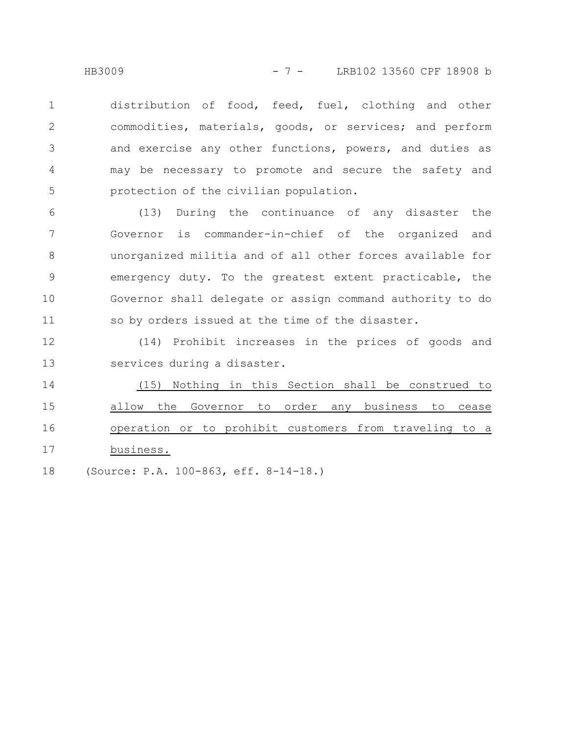distribution of food, feed, fuel, clothing and other commodities, materials, goods, or services; and perform and exercise any other functions, powers, and duties as may be necessary to promote and secure the safety and protection of the civilian population.

(13) During the continuance of any disaster the Governor is commander-in-chief of the organized and unorganized militia and of all other forces available for emergency duty. To the greatest extent practicable, the Governor shall delegate or assign command authority to do so by orders issued at the time of the disaster.

(14) Prohibit increases in the prices of goods and services during a disaster.

<u>(15) Nothing in this Section shall be construed to allow the Governor to order any business to cease operation or to prohibit customers from traveling to a business.</u>

(Source: P.A. 100-863, eff. 8-14-18.)